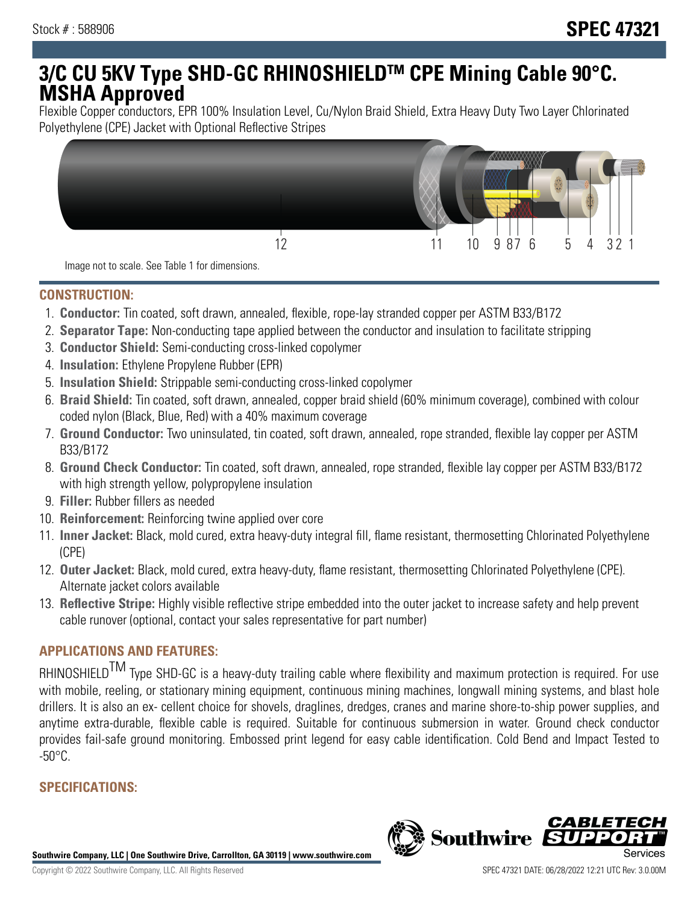Stock # : 588906

# SPEC 47321

# 3/C CU 5KV Type SHD-GC RHINOSHIELDTM CPE Mining Cable 90°C. MSHA Approved

Flexible Copper conductors, EPR 100% Insulation Level, Cu/Nylon Braid Shield, Extra Heavy Duty Two Layer Chlorinated Polyethylene (CPE) Jacket with Optional Reflective Stripes

Image not to scale. See Table 1 for dimensions.

## CONSTRUCTION:

1. **Conductor:** Tin coated, soft drawn, annealed, flexible, rope-lay stranded copper per ASTM B33/B172
2. **Separator Tape:** Non-conducting tape applied between the conductor and insulation to facilitate stripping
3. **Conductor Shield:** Semi-conducting cross-linked copolymer
4. **Insulation:** Ethylene Propylene Rubber (EPR)
5. **Insulation Shield:** Strippable semi-conducting cross-linked copolymer
6. **Braid Shield:** Tin coated, soft drawn, annealed, copper braid shield (60% minimum coverage), combined with colour coded nylon (Black, Blue, Red) with a 40% maximum coverage
7. **Ground Conductor:** Two uninsulated, tin coated, soft drawn, annealed, rope stranded, flexible lay copper per ASTM B33/B172
8. **Ground Check Conductor:** Tin coated, soft drawn, annealed, rope stranded, flexible lay copper per ASTM B33/B172 with high strength yellow, polypropylene insulation
9. **Filler:** Rubber fillers as needed
10. **Reinforcement:** Reinforcing twine applied over core
11. **Inner Jacket:** Black, mold cured, extra heavy-duty integral fill, flame resistant, thermosetting Chlorinated Polyethylene (CPE)
12. **Outer Jacket:** Black, mold cured, extra heavy-duty, flame resistant, thermosetting Chlorinated Polyethylene (CPE). Alternate jacket colors available
13. **Reflective Stripe:** Highly visible reflective stripe embedded into the outer jacket to increase safety and help prevent cable runover (optional, contact your sales representative for part number)

## APPLICATIONS AND FEATURES:

RHINOSHIELDTM Type SHD-GC is a heavy-duty trailing cable where flexibility and maximum protection is required. For use with mobile, reeling, or stationary mining equipment, continuous mining machines, longwall mining systems, and blast hole drillers. It is also an ex- cellent choice for shovels, draglines, dredges, cranes and marine shore-to-ship power supplies, and anytime extra-durable, flexible cable is required. Suitable for continuous submersion in water. Ground check conductor provides fail-safe ground monitoring. Embossed print legend for easy cable identification. Cold Bend and Impact Tested to -50°C.

## SPECIFICATIONS: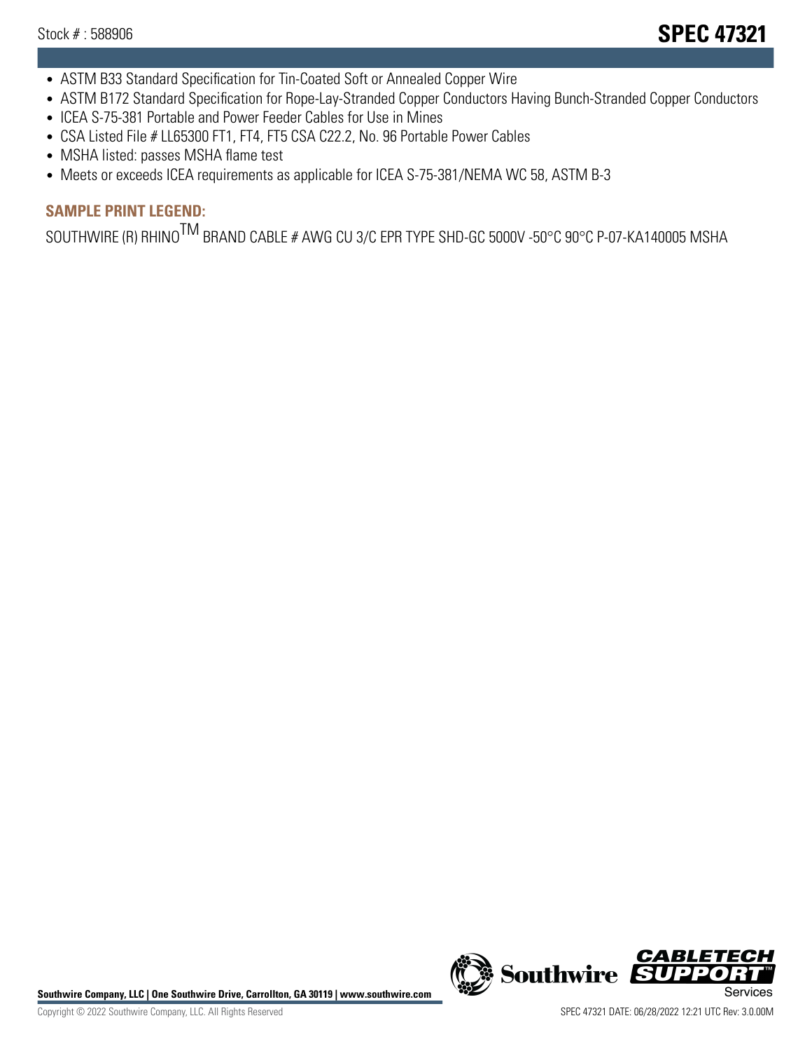- ASTM B33 Standard Specification for Tin-Coated Soft or Annealed Copper Wire
- ASTM B172 Standard Specification for Rope-Lay-Stranded Copper Conductors Having Bunch-Stranded Copper Conductors
- ICEA S-75-381 Portable and Power Feeder Cables for Use in Mines
- CSA Listed File # LL65300 FT1, FT4, FT5 CSA C22.2, No. 96 Portable Power Cables
- MSHA listed: passes MSHA flame test
- Meets or exceeds ICEA requirements as applicable for ICEA S-75-381/NEMA WC 58, ASTM B-3

## SAMPLE PRINT LEGEND:

SOUTHWIRE (R) RHINO$^{TM}$ BRAND CABLE # AWG CU 3/C EPR TYPE SHD-GC 5000V -50°C 90°C P-07-KA140005 MSHA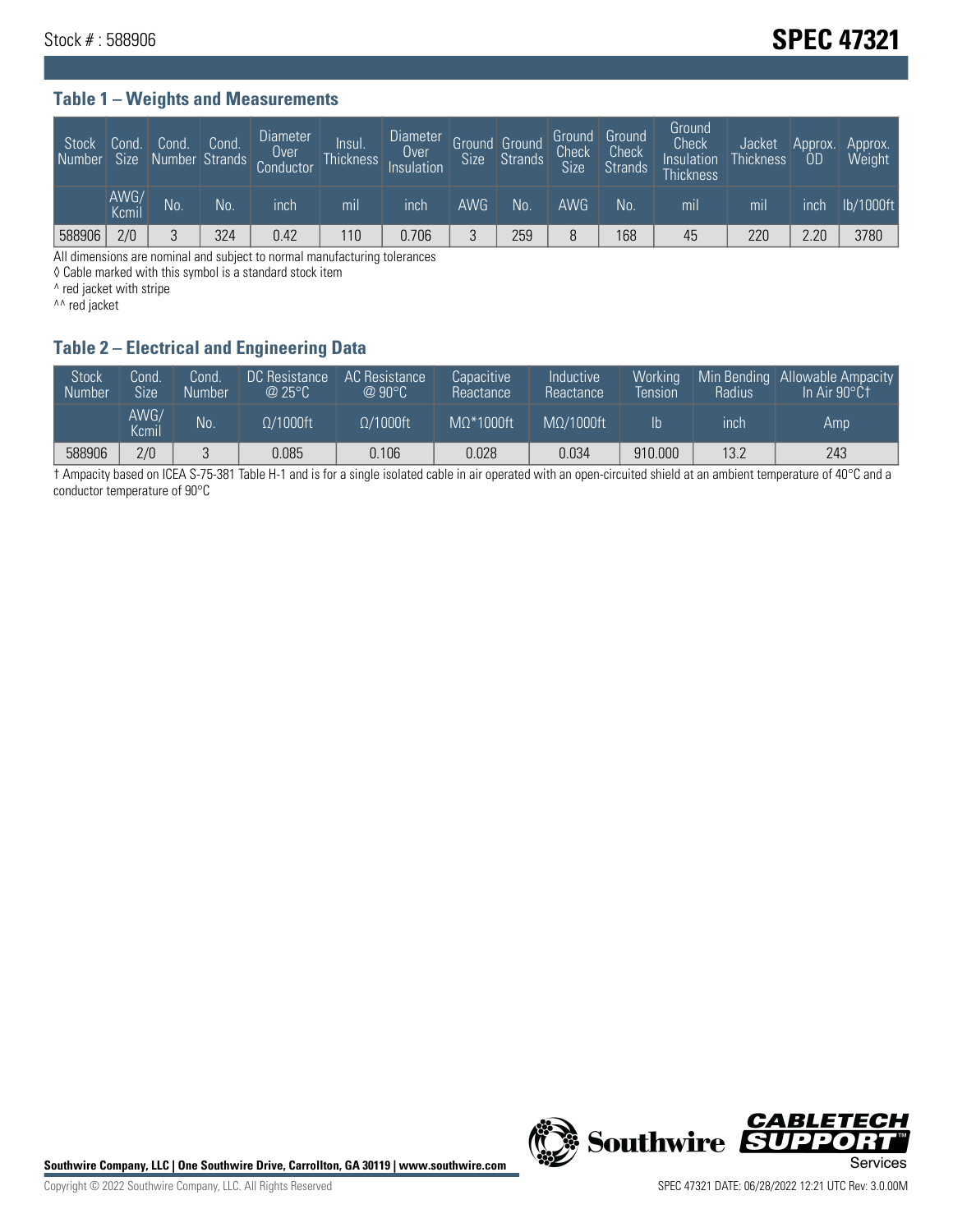Stock # : 588906

# SPEC 47321

## Table 1 – Weights and Measurements

| Stock Number | Cond. Size | Cond. Number | Cond. Strands | Diameter Over Conductor | Insul. Thickness | Diameter Over Insulation | Ground Size | Ground Strands | Ground Check Size | Ground Check Strands | Ground Check Insulation Thickness | Jacket Thickness | Approx. OD | Approx. Weight |
|---|---|---|---|---|---|---|---|---|---|---|---|---|---|---|
| | AWG/ Kcmil | No. | No. | inch | mil | inch | AWG | No. | AWG | No. | mil | mil | inch | lb/1000ft |
| 588906 | 2/0 | 3 | 324 | 0.42 | 110 | 0.706 | 3 | 259 | 8 | 168 | 45 | 220 | 2.20 | 3780 |

All dimensions are nominal and subject to normal manufacturing tolerances

◊ Cable marked with this symbol is a standard stock item

^ red jacket with stripe

^^ red jacket

## Table 2 – Electrical and Engineering Data

| Stock Number | Cond. Size | Cond. Number | DC Resistance @ 25°C | AC Resistance @ 90°C | Capacitive Reactance | Inductive Reactance | Working Tension | Min Bending Radius | Allowable Ampacity In Air 90°C† |
|---|---|---|---|---|---|---|---|---|---|
| | AWG/ Kcmil | No. | Ω/1000ft | Ω/1000ft | MΩ*1000ft | MΩ/1000ft | lb | inch | Amp |
| 588906 | 2/0 | 3 | 0.085 | 0.106 | 0.028 | 0.034 | 910.000 | 13.2 | 243 |

† Ampacity based on ICEA S-75-381 Table H-1 and is for a single isolated cable in air operated with an open-circuited shield at an ambient temperature of 40°C and a conductor temperature of 90°C

**Southwire Company, LLC | One Southwire Drive, Carrollton, GA 30119 | www.southwire.com**

Copyright © 2022 Southwire Company, LLC. All Rights Reserved

SPEC 47321 DATE: 06/28/2022 12:21 UTC Rev: 3.0.00M